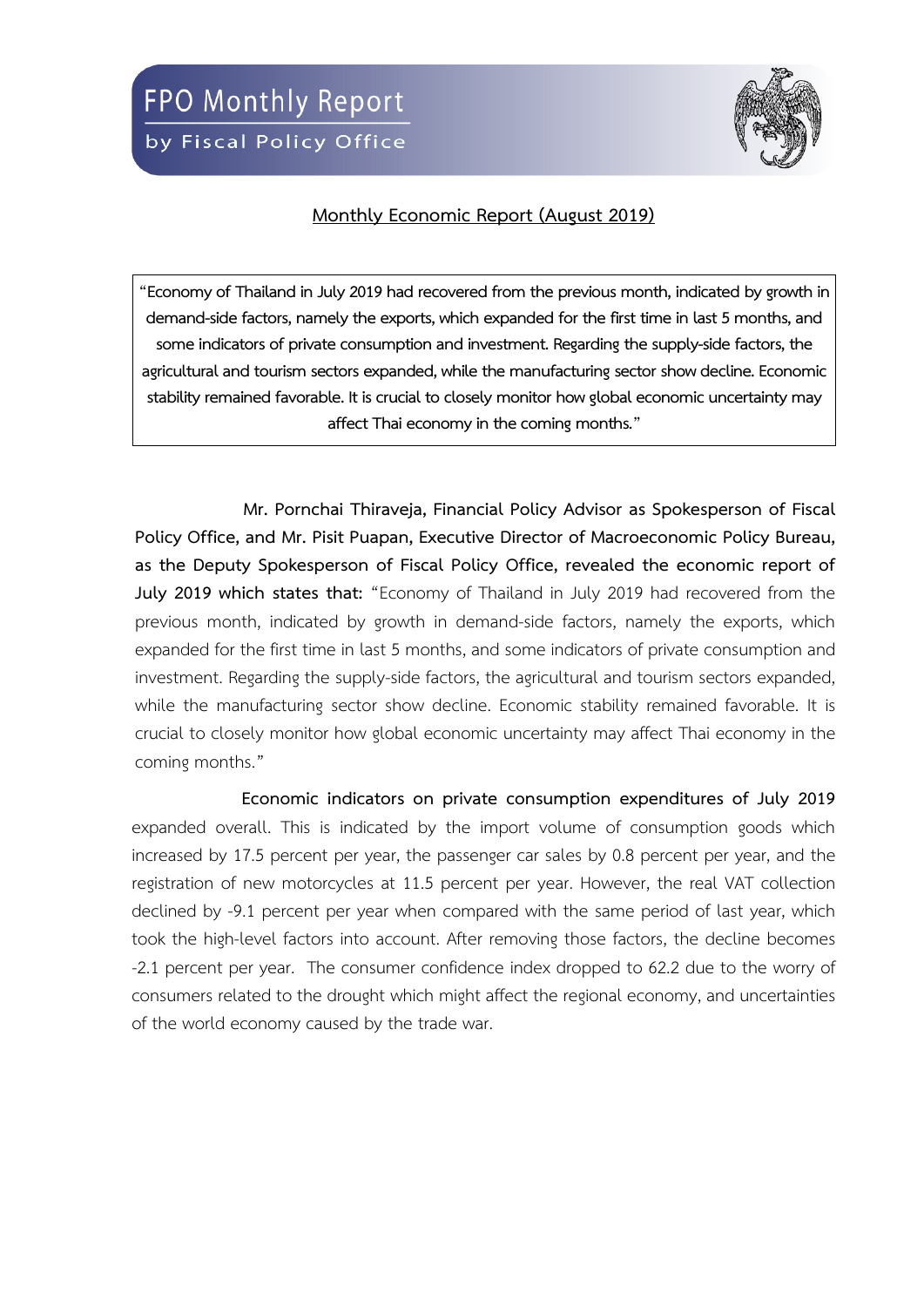# FPO Monthly Report

by Fiscal Policy Office

## Monthly Economic Report (August 2019)

> **"Economy of Thailand in July 2019 had recovered from the previous month, indicated by growth in demand-side factors, namely the exports, which expanded for the first time in last 5 months, and some indicators of private consumption and investment. Regarding the supply-side factors, the agricultural and tourism sectors expanded, while the manufacturing sector show decline. Economic stability remained favorable. It is crucial to closely monitor how global economic uncertainty may affect Thai economy in the coming months."**

**Mr. Pornchai Thiraveja, Financial Policy Advisor as Spokesperson of Fiscal Policy Office, and Mr. Pisit Puapan, Executive Director of Macroeconomic Policy Bureau, as the Deputy Spokesperson of Fiscal Policy Office, revealed the economic report of July 2019 which states that:** "Economy of Thailand in July 2019 had recovered from the previous month, indicated by growth in demand-side factors, namely the exports, which expanded for the first time in last 5 months, and some indicators of private consumption and investment. Regarding the supply-side factors, the agricultural and tourism sectors expanded, while the manufacturing sector show decline. Economic stability remained favorable. It is crucial to closely monitor how global economic uncertainty may affect Thai economy in the coming months."

**Economic indicators on private consumption expenditures of July 2019** expanded overall. This is indicated by the import volume of consumption goods which increased by 17.5 percent per year, the passenger car sales by 0.8 percent per year, and the registration of new motorcycles at 11.5 percent per year. However, the real VAT collection declined by -9.1 percent per year when compared with the same period of last year, which took the high-level factors into account. After removing those factors, the decline becomes -2.1 percent per year. The consumer confidence index dropped to 62.2 due to the worry of consumers related to the drought which might affect the regional economy, and uncertainties of the world economy caused by the trade war.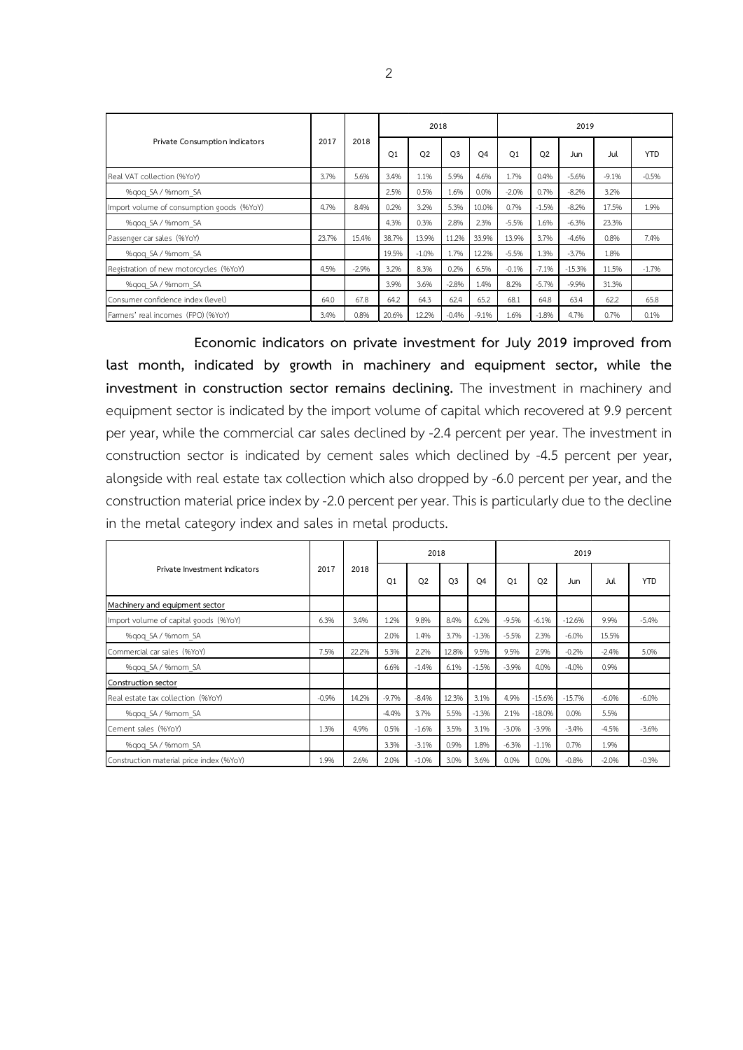| Private Consumption Indicators | 2017 | 2018 | 2018 | | | | 2019 | | | | |
|---|---|---|---|---|---|---|---|---|---|---|---|
| | | | Q1 | Q2 | Q3 | Q4 | Q1 | Q2 | Jun | Jul | YTD |
| Real VAT collection (%YoY) | 3.7% | 5.6% | 3.4% | 1.1% | 5.9% | 4.6% | 1.7% | 0.4% | -5.6% | -9.1% | -0.5% |
| %qoq_SA / %mom_SA | | | 2.5% | 0.5% | 1.6% | 0.0% | -2.0% | 0.7% | -8.2% | 3.2% | |
| Import volume of consumption goods (%YoY) | 4.7% | 8.4% | 0.2% | 3.2% | 5.3% | 10.0% | 0.7% | -1.5% | -8.2% | 17.5% | 1.9% |
| %qoq_SA / %mom_SA | | | 4.3% | 0.3% | 2.8% | 2.3% | -5.5% | 1.6% | -6.3% | 23.3% | |
| Passenger car sales (%YoY) | 23.7% | 15.4% | 38.7% | 13.9% | 11.2% | 33.9% | 13.9% | 3.7% | -4.6% | 0.8% | 7.4% |
| %qoq_SA / %mom_SA | | | 19.5% | -1.0% | 1.7% | 12.2% | -5.5% | 1.3% | -3.7% | 1.8% | |
| Registration of new motorcycles (%YoY) | 4.5% | -2.9% | 3.2% | 8.3% | 0.2% | 6.5% | -0.1% | -7.1% | -15.3% | 11.5% | -1.7% |
| %qoq_SA / %mom_SA | | | 3.9% | 3.6% | -2.8% | 1.4% | 8.2% | -5.7% | -9.9% | 31.3% | |
| Consumer confidence index (level) | 64.0 | 67.8 | 64.2 | 64.3 | 62.4 | 65.2 | 68.1 | 64.8 | 63.4 | 62.2 | 65.8 |
| Farmers' real incomes (FPO) (%YoY) | 3.4% | 0.8% | 20.6% | 12.2% | -0.4% | -9.1% | 1.6% | -1.8% | 4.7% | 0.7% | 0.1% |

**Economic indicators on private investment for July 2019 improved from last month, indicated by growth in machinery and equipment sector, while the investment in construction sector remains declining.** The investment in machinery and equipment sector is indicated by the import volume of capital which recovered at 9.9 percent per year, while the commercial car sales declined by -2.4 percent per year. The investment in construction sector is indicated by cement sales which declined by -4.5 percent per year, alongside with real estate tax collection which also dropped by -6.0 percent per year, and the construction material price index by -2.0 percent per year. This is particularly due to the decline in the metal category index and sales in metal products.

| Private Investment Indicators | 2017 | 2018 | 2018 | | | | 2019 | | | | |
|---|---|---|---|---|---|---|---|---|---|---|---|
| | | | Q1 | Q2 | Q3 | Q4 | Q1 | Q2 | Jun | Jul | YTD |
| Machinery and equipment sector | | | | | | | | | | | |
| Import volume of capital goods (%YoY) | 6.3% | 3.4% | 1.2% | 9.8% | 8.4% | 6.2% | -9.5% | -6.1% | -12.6% | 9.9% | -5.4% |
| %qoq_SA / %mom_SA | | | 2.0% | 1.4% | 3.7% | -1.3% | -5.5% | 2.3% | -6.0% | 15.5% | |
| Commercial car sales (%YoY) | 7.5% | 22.2% | 5.3% | 2.2% | 12.8% | 9.5% | 9.5% | 2.9% | -0.2% | -2.4% | 5.0% |
| %qoq_SA / %mom_SA | | | 6.6% | -1.4% | 6.1% | -1.5% | -3.9% | 4.0% | -4.0% | 0.9% | |
| Construction sector | | | | | | | | | | | |
| Real estate tax collection (%YoY) | -0.9% | 14.2% | -9.7% | -8.4% | 12.3% | 3.1% | 4.9% | -15.6% | -15.7% | -6.0% | -6.0% |
| %qoq_SA / %mom_SA | | | -4.4% | 3.7% | 5.5% | -1.3% | 2.1% | -18.0% | 0.0% | 5.5% | |
| Cement sales (%YoY) | 1.3% | 4.9% | 0.5% | -1.6% | 3.5% | 3.1% | -3.0% | -3.9% | -3.4% | -4.5% | -3.6% |
| %qoq_SA / %mom_SA | | | 3.3% | -3.1% | 0.9% | 1.8% | -6.3% | -1.1% | 0.7% | 1.9% | |
| Construction material price index (%YoY) | 1.9% | 2.6% | 2.0% | -1.0% | 3.0% | 3.6% | 0.0% | 0.0% | -0.8% | -2.0% | -0.3% |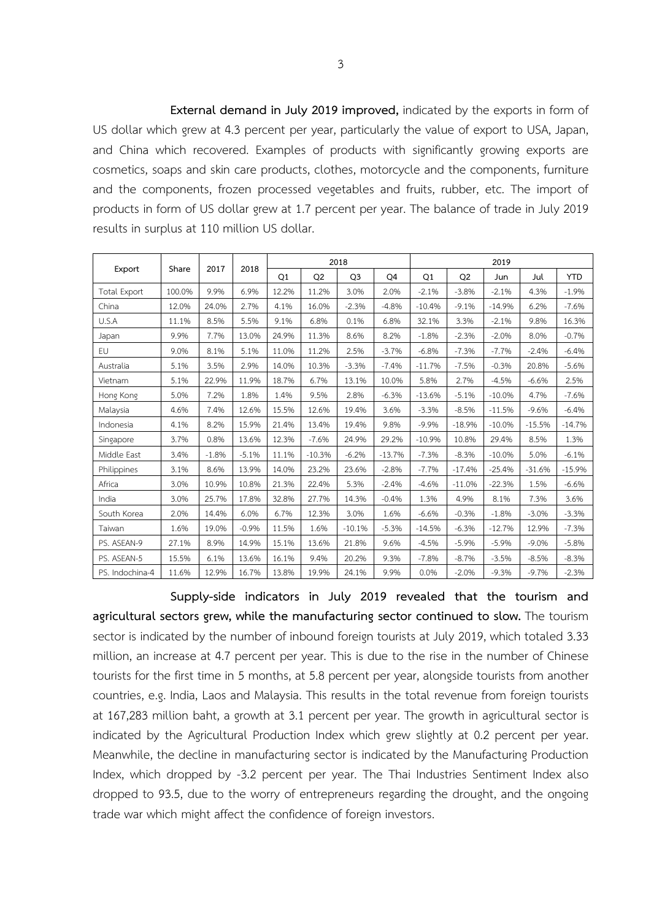**External demand in July 2019 improved,** indicated by the exports in form of US dollar which grew at 4.3 percent per year, particularly the value of export to USA, Japan, and China which recovered. Examples of products with significantly growing exports are cosmetics, soaps and skin care products, clothes, motorcycle and the components, furniture and the components, frozen processed vegetables and fruits, rubber, etc. The import of products in form of US dollar grew at 1.7 percent per year. The balance of trade in July 2019 results in surplus at 110 million US dollar.

| Export | Share | 2017 | 2018 | 2018 | | | | 2019 | | | | |
|---|---|---|---|---|---|---|---|---|---|---|---|---|
| | | | | Q1 | Q2 | Q3 | Q4 | Q1 | Q2 | Jun | Jul | YTD |
| Total Export | 100.0% | 9.9% | 6.9% | 12.2% | 11.2% | 3.0% | 2.0% | -2.1% | -3.8% | -2.1% | 4.3% | -1.9% |
| China | 12.0% | 24.0% | 2.7% | 4.1% | 16.0% | -2.3% | -4.8% | -10.4% | -9.1% | -14.9% | 6.2% | -7.6% |
| U.S.A | 11.1% | 8.5% | 5.5% | 9.1% | 6.8% | 0.1% | 6.8% | 32.1% | 3.3% | -2.1% | 9.8% | 16.3% |
| Japan | 9.9% | 7.7% | 13.0% | 24.9% | 11.3% | 8.6% | 8.2% | -1.8% | -2.3% | -2.0% | 8.0% | -0.7% |
| EU | 9.0% | 8.1% | 5.1% | 11.0% | 11.2% | 2.5% | -3.7% | -6.8% | -7.3% | -7.7% | -2.4% | -6.4% |
| Australia | 5.1% | 3.5% | 2.9% | 14.0% | 10.3% | -3.3% | -7.4% | -11.7% | -7.5% | -0.3% | 20.8% | -5.6% |
| Vietnam | 5.1% | 22.9% | 11.9% | 18.7% | 6.7% | 13.1% | 10.0% | 5.8% | 2.7% | -4.5% | -6.6% | 2.5% |
| Hong Kong | 5.0% | 7.2% | 1.8% | 1.4% | 9.5% | 2.8% | -6.3% | -13.6% | -5.1% | -10.0% | 4.7% | -7.6% |
| Malaysia | 4.6% | 7.4% | 12.6% | 15.5% | 12.6% | 19.4% | 3.6% | -3.3% | -8.5% | -11.5% | -9.6% | -6.4% |
| Indonesia | 4.1% | 8.2% | 15.9% | 21.4% | 13.4% | 19.4% | 9.8% | -9.9% | -18.9% | -10.0% | -15.5% | -14.7% |
| Singapore | 3.7% | 0.8% | 13.6% | 12.3% | -7.6% | 24.9% | 29.2% | -10.9% | 10.8% | 29.4% | 8.5% | 1.3% |
| Middle East | 3.4% | -1.8% | -5.1% | 11.1% | -10.3% | -6.2% | -13.7% | -7.3% | -8.3% | -10.0% | 5.0% | -6.1% |
| Philippines | 3.1% | 8.6% | 13.9% | 14.0% | 23.2% | 23.6% | -2.8% | -7.7% | -17.4% | -25.4% | -31.6% | -15.9% |
| Africa | 3.0% | 10.9% | 10.8% | 21.3% | 22.4% | 5.3% | -2.4% | -4.6% | -11.0% | -22.3% | 1.5% | -6.6% |
| India | 3.0% | 25.7% | 17.8% | 32.8% | 27.7% | 14.3% | -0.4% | 1.3% | 4.9% | 8.1% | 7.3% | 3.6% |
| South Korea | 2.0% | 14.4% | 6.0% | 6.7% | 12.3% | 3.0% | 1.6% | -6.6% | -0.3% | -1.8% | -3.0% | -3.3% |
| Taiwan | 1.6% | 19.0% | -0.9% | 11.5% | 1.6% | -10.1% | -5.3% | -14.5% | -6.3% | -12.7% | 12.9% | -7.3% |
| PS. ASEAN-9 | 27.1% | 8.9% | 14.9% | 15.1% | 13.6% | 21.8% | 9.6% | -4.5% | -5.9% | -5.9% | -9.0% | -5.8% |
| PS. ASEAN-5 | 15.5% | 6.1% | 13.6% | 16.1% | 9.4% | 20.2% | 9.3% | -7.8% | -8.7% | -3.5% | -8.5% | -8.3% |
| PS. Indochina-4 | 11.6% | 12.9% | 16.7% | 13.8% | 19.9% | 24.1% | 9.9% | 0.0% | -2.0% | -9.3% | -9.7% | -2.3% |

**Supply-side indicators in July 2019 revealed that the tourism and agricultural sectors grew, while the manufacturing sector continued to slow.** The tourism sector is indicated by the number of inbound foreign tourists at July 2019, which totaled 3.33 million, an increase at 4.7 percent per year. This is due to the rise in the number of Chinese tourists for the first time in 5 months, at 5.8 percent per year, alongside tourists from another countries, e.g. India, Laos and Malaysia. This results in the total revenue from foreign tourists at 167,283 million baht, a growth at 3.1 percent per year. The growth in agricultural sector is indicated by the Agricultural Production Index which grew slightly at 0.2 percent per year. Meanwhile, the decline in manufacturing sector is indicated by the Manufacturing Production Index, which dropped by -3.2 percent per year. The Thai Industries Sentiment Index also dropped to 93.5, due to the worry of entrepreneurs regarding the drought, and the ongoing trade war which might affect the confidence of foreign investors.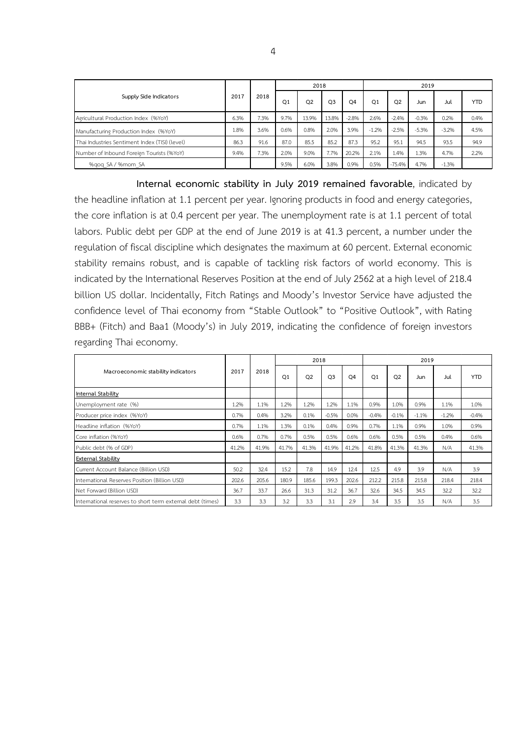| Supply Side Indicators | 2017 | 2018 | 2018 | | | | 2019 | | | | |
|---|---|---|---|---|---|---|---|---|---|---|---|
| | | | Q1 | Q2 | Q3 | Q4 | Q1 | Q2 | Jun | Jul | YTD |
| Agricultural Production Index (%YoY) | 6.3% | 7.3% | 9.7% | 13.9% | 13.8% | -2.8% | 2.6% | -2.4% | -0.3% | 0.2% | 0.4% |
| Manufacturing Production Index (%YoY) | 1.8% | 3.6% | 0.6% | 0.8% | 2.0% | 3.9% | -1.2% | -2.5% | -5.3% | -3.2% | 4.5% |
| Thai Industries Sentiment Index (TISI) (level) | 86.3 | 91.6 | 87.0 | 85.5 | 85.2 | 87.3 | 95.2 | 95.1 | 94.5 | 93.5 | 94.9 |
| Number of Inbound Foreign Tourists (%YoY) | 9.4% | 7.3% | 2.0% | 9.0% | 7.7% | 20.2% | 2.1% | 1.4% | 1.3% | 4.7% | 2.2% |
| %qoq_SA / %mom_SA | | | 9.5% | 6.0% | 3.8% | 0.9% | 0.5% | -75.4% | 4.7% | -1.3% | |

**Internal economic stability in July 2019 remained favorable**, indicated by the headline inflation at 1.1 percent per year. Ignoring products in food and energy categories, the core inflation is at 0.4 percent per year. The unemployment rate is at 1.1 percent of total labors. Public debt per GDP at the end of June 2019 is at 41.3 percent, a number under the regulation of fiscal discipline which designates the maximum at 60 percent. External economic stability remains robust, and is capable of tackling risk factors of world economy. This is indicated by the International Reserves Position at the end of July 2562 at a high level of 218.4 billion US dollar. Incidentally, Fitch Ratings and Moody's Investor Service have adjusted the confidence level of Thai economy from "Stable Outlook" to "Positive Outlook", with Rating BBB+ (Fitch) and Baa1 (Moody's) in July 2019, indicating the confidence of foreign investors regarding Thai economy.

| Macroeconomic stability indicators | 2017 | 2018 | 2018 | | | | 2019 | | | | |
|---|---|---|---|---|---|---|---|---|---|---|---|
| | | | Q1 | Q2 | Q3 | Q4 | Q1 | Q2 | Jun | Jul | YTD |
| **Internal Stability** | | | | | | | | | | | |
| Unemployment rate (%) | 1.2% | 1.1% | 1.2% | 1.2% | 1.2% | 1.1% | 0.9% | 1.0% | 0.9% | 1.1% | 1.0% |
| Producer price index (%YoY) | 0.7% | 0.4% | 3.2% | 0.1% | -0.5% | 0.0% | -0.4% | -0.1% | -1.1% | -1.2% | -0.4% |
| Headline inflation (%YoY) | 0.7% | 1.1% | 1.3% | 0.1% | 0.4% | 0.9% | 0.7% | 1.1% | 0.9% | 1.0% | 0.9% |
| Core inflation (%YoY) | 0.6% | 0.7% | 0.7% | 0.5% | 0.5% | 0.6% | 0.6% | 0.5% | 0.5% | 0.4% | 0.6% |
| Public debt (% of GDP) | 41.2% | 41.9% | 41.7% | 41.3% | 41.9% | 41.2% | 41.8% | 41.3% | 41.3% | N/A | 41.3% |
| **External Stability** | | | | | | | | | | | |
| Current Account Balance (Billion USD) | 50.2 | 32.4 | 15.2 | 7.8 | 14.9 | 12.4 | 12.5 | 4.9 | 3.9 | N/A | 3.9 |
| International Reserves Position (Billion USD) | 202.6 | 205.6 | 180.9 | 185.6 | 199.3 | 202.6 | 212.2 | 215.8 | 215.8 | 218.4 | 218.4 |
| Net Forward (Billion USD) | 36.7 | 33.7 | 26.6 | 31.3 | 31.2 | 36.7 | 32.6 | 34.5 | 34.5 | 32.2 | 32.2 |
| International reserves to short term external debt (times) | 3.3 | 3.3 | 3.2 | 3.3 | 3.1 | 2.9 | 3.4 | 3.5 | 3.5 | N/A | 3.5 |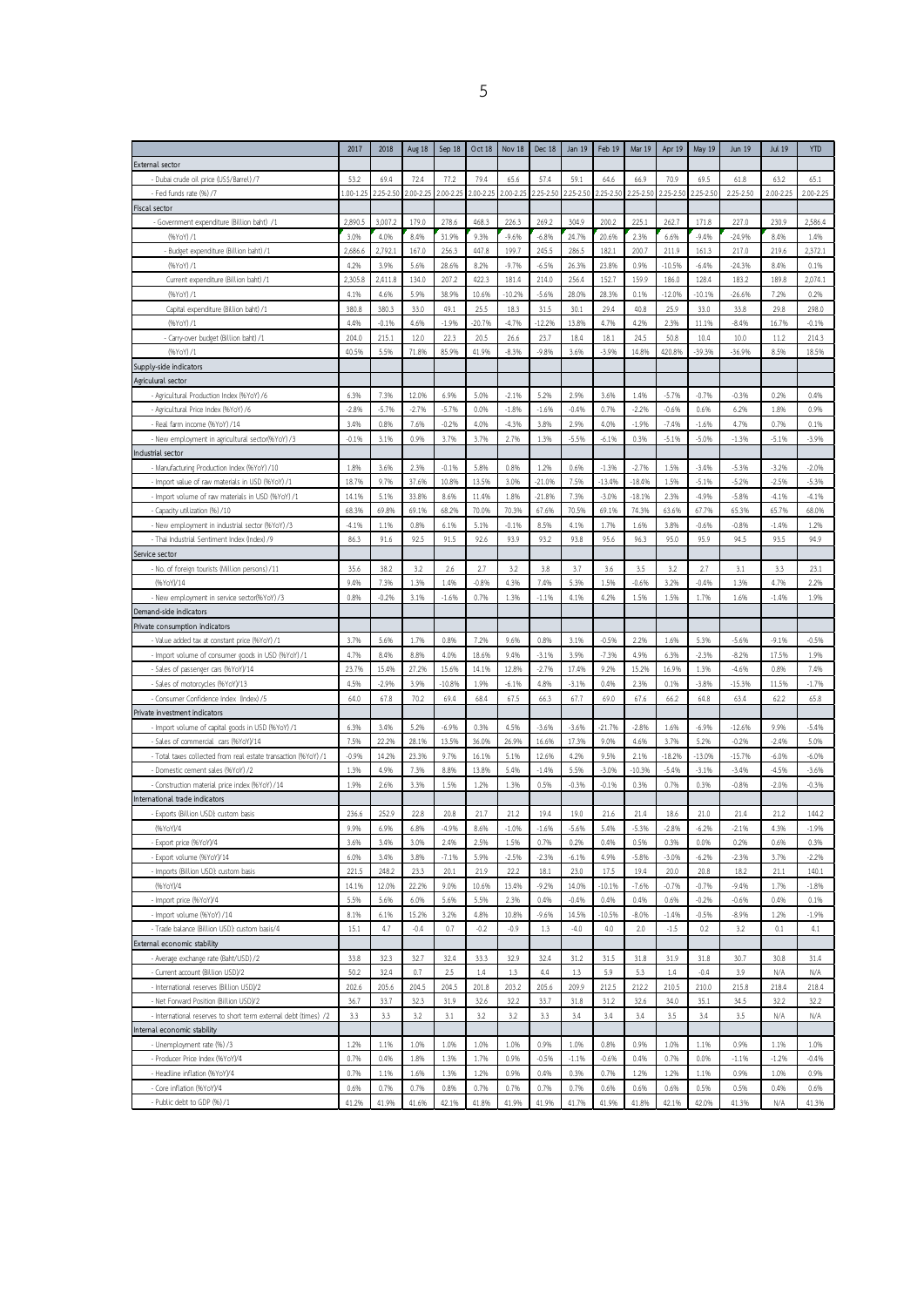| | 2017 | 2018 | Aug 18 | Sep 18 | Oct 18 | Nov 18 | Dec 18 | Jan 19 | Feb 19 | Mar 19 | Apr 19 | May 19 | Jun 19 | Jul 19 | YTD |
|---|---|---|---|---|---|---|---|---|---|---|---|---|---|---|---|
| External sector | | | | | | | | | | | | | | | |
| - Dubai crude oil price (US$/Barrel) /7 | 53.2 | 69.4 | 72.4 | 77.2 | 79.4 | 65.6 | 57.4 | 59.1 | 64.6 | 66.9 | 70.9 | 69.5 | 61.8 | 63.2 | 65.1 |
| - Fed funds rate (%) /7 | 1.00-1.25 | 2.25-2.50 | 2.00-2.25 | 2.00-2.25 | 2.00-2.25 | 2.00-2.25 | 2.25-2.50 | 2.25-2.50 | 2.25-2.50 | 2.25-2.50 | 2.25-2.50 | 2.25-2.50 | 2.25-2.50 | 2.00-2.25 | 2.00-2.25 |
| Fiscal sector | | | | | | | | | | | | | | | |
| - Government expenditure (Billion baht) /1 | 2,890.5 | 3,007.2 | 179.0 | 278.6 | 468.3 | 226.3 | 269.2 | 304.9 | 200.2 | 225.1 | 262.7 | 171.8 | 227.0 | 230.9 | 2,586.4 |
| (%YoY) /1 | 3.0% | 4.0% | 8.4% | 31.9% | 9.3% | -9.6% | -6.8% | 24.7% | 20.6% | 2.3% | 6.6% | -9.4% | -24.9% | 8.4% | 1.4% |
| - Budget expenditure (Billion baht) /1 | 2,686.6 | 2,792.1 | 167.0 | 256.3 | 447.8 | 199.7 | 245.5 | 286.5 | 182.1 | 200.7 | 211.9 | 161.3 | 217.0 | 219.6 | 2,372.1 |
| (%YoY) /1 | 4.2% | 3.9% | 5.6% | 28.6% | 8.2% | -9.7% | -6.5% | 26.3% | 23.8% | 0.9% | -10.5% | -6.4% | -24.3% | 8.4% | 0.1% |
| Current expenditure (Billion baht) /1 | 2,305.8 | 2,411.8 | 134.0 | 207.2 | 422.3 | 181.4 | 214.0 | 256.4 | 152.7 | 159.9 | 186.0 | 128.4 | 183.2 | 189.8 | 2,074.1 |
| (%YoY) /1 | 4.1% | 4.6% | 5.9% | 38.9% | 10.6% | -10.2% | -5.6% | 28.0% | 28.3% | 0.1% | -12.0% | -10.1% | -26.6% | 7.2% | 0.2% |
| Capital expenditure (Billion baht) /1 | 380.8 | 380.3 | 33.0 | 49.1 | 25.5 | 18.3 | 31.5 | 30.1 | 29.4 | 40.8 | 25.9 | 33.0 | 33.8 | 29.8 | 298.0 |
| (%YoY) /1 | 4.4% | -0.1% | 4.6% | -1.9% | -20.7% | -4.7% | -12.2% | 13.8% | 4.7% | 4.2% | 2.3% | 11.1% | -8.4% | 16.7% | -0.1% |
| - Carry-over budget (Billion baht) /1 | 204.0 | 215.1 | 12.0 | 22.3 | 20.5 | 26.6 | 23.7 | 18.4 | 18.1 | 24.5 | 50.8 | 10.4 | 10.0 | 11.2 | 214.3 |
| (%YoY) /1 | 40.5% | 5.5% | 71.8% | 85.9% | 41.9% | -8.3% | -9.8% | 3.6% | -3.9% | 14.8% | 420.8% | -39.3% | -36.9% | 8.5% | 18.5% |
| Supply-side indicators | | | | | | | | | | | | | | | |
| Agricultural sector | | | | | | | | | | | | | | | |
| - Agricultural Production Index (%YoY) /6 | 6.3% | 7.3% | 12.0% | 6.9% | 5.0% | -2.1% | 5.2% | 2.9% | 3.6% | 1.4% | -5.7% | -0.7% | -0.3% | 0.2% | 0.4% |
| - Agricultural Price Index (%YoY) /6 | -2.8% | -5.7% | -2.7% | -5.7% | 0.0% | -1.8% | -1.6% | -0.4% | 0.7% | -2.2% | -0.6% | 0.6% | 6.2% | 1.8% | 0.9% |
| - Real farm income (%YoY) /14 | 3.4% | 0.8% | 7.6% | -0.2% | 4.0% | -4.3% | 3.8% | 2.9% | 4.0% | -1.9% | -7.4% | -1.6% | 4.7% | 0.7% | 0.1% |
| - New employment in agricultural sector(%YoY) /3 | -0.1% | 3.1% | 0.9% | 3.7% | 3.7% | 2.7% | 1.3% | -5.5% | -6.1% | 0.3% | -5.1% | -5.0% | -1.3% | -5.1% | -3.9% |
| Industrial sector | | | | | | | | | | | | | | | |
| - Manufacturing Production Index (%YoY) /10 | 1.8% | 3.6% | 2.3% | -0.1% | 5.8% | 0.8% | 1.2% | 0.6% | -1.3% | -2.7% | 1.5% | -3.4% | -5.3% | -3.2% | -2.0% |
| - Import value of raw materials in USD (%YoY) /1 | 18.7% | 9.7% | 37.6% | 10.8% | 13.5% | 3.0% | -21.0% | 7.5% | -13.4% | -18.4% | 1.5% | -5.1% | -5.2% | -2.5% | -5.3% |
| - Import volume of raw materials in USD (%YoY) /1 | 14.1% | 5.1% | 33.8% | 8.6% | 11.4% | 1.8% | -21.8% | 7.3% | -3.0% | -18.1% | 2.3% | -4.9% | -5.8% | -4.1% | -4.1% |
| - Capacity utilization (%) /10 | 68.3% | 69.8% | 69.1% | 68.2% | 70.0% | 70.3% | 67.6% | 70.5% | 69.1% | 74.3% | 63.6% | 67.7% | 65.3% | 65.7% | 68.0% |
| - New employment in industrial sector (%YoY) /3 | -4.1% | 1.1% | 0.8% | 6.1% | 5.1% | -0.1% | 8.5% | 4.1% | 1.7% | 1.6% | 3.8% | -0.6% | -0.8% | -1.4% | 1.2% |
| - Thai Industrial Sentiment Index (Index) /9 | 86.3 | 91.6 | 92.5 | 91.5 | 92.6 | 93.9 | 93.2 | 93.8 | 95.6 | 96.3 | 95.0 | 95.9 | 94.5 | 93.5 | 94.9 |
| Service sector | | | | | | | | | | | | | | | |
| - No. of foreign tourists (Million persons) /11 | 35.6 | 38.2 | 3.2 | 2.6 | 2.7 | 3.2 | 3.8 | 3.7 | 3.6 | 3.5 | 3.2 | 2.7 | 3.1 | 3.3 | 23.1 |
| (%YoY)/14 | 9.4% | 7.3% | 1.3% | 1.4% | -0.8% | 4.3% | 7.4% | 5.3% | 1.5% | -0.6% | 3.2% | -0.4% | 1.3% | 4.7% | 2.2% |
| - New employment in service sector(%YoY) /3 | 0.8% | -0.2% | 3.1% | -1.6% | 0.7% | 1.3% | -1.1% | 4.1% | 4.2% | 1.5% | 1.5% | 1.7% | 1.6% | -1.4% | 1.9% |
| Demand-side indicators | | | | | | | | | | | | | | | |
| Private consumption indicators | | | | | | | | | | | | | | | |
| - Value added tax at constant price (%YoY) /1 | 3.7% | 5.6% | 1.7% | 0.8% | 7.2% | 9.6% | 0.8% | 3.1% | -0.5% | 2.2% | 1.6% | 5.3% | -5.6% | -9.1% | -0.5% |
| - Import volume of consumer goods in USD (%YoY) /1 | 4.7% | 8.4% | 8.8% | 4.0% | 18.6% | 9.4% | -3.1% | 3.9% | -7.3% | 4.9% | 6.3% | -2.3% | -8.2% | 17.5% | 1.9% |
| - Sales of passenger cars (%YoY)/14 | 23.7% | 15.4% | 27.2% | 15.6% | 14.1% | 12.8% | -2.7% | 17.4% | 9.2% | 15.2% | 16.9% | 1.3% | -4.6% | 0.8% | 7.4% |
| - Sales of motorcycles (%YoY)/13 | 4.5% | -2.9% | 3.9% | -10.8% | 1.9% | -6.1% | 4.8% | -3.1% | 0.4% | 2.3% | 0.1% | -3.8% | -15.3% | 11.5% | -1.7% |
| - Consumer Confidence Index (Index) /5 | 64.0 | 67.8 | 70.2 | 69.4 | 68.4 | 67.5 | 66.3 | 67.7 | 69.0 | 67.6 | 66.2 | 64.8 | 63.4 | 62.2 | 65.8 |
| Private investment indicators | | | | | | | | | | | | | | | |
| - Import volume of capital goods in USD (%YoY) /1 | 6.3% | 3.4% | 5.2% | -6.9% | 0.3% | 4.5% | -3.6% | -3.6% | -21.7% | -2.8% | 1.6% | -6.9% | -12.6% | 9.9% | -5.4% |
| - Sales of commercial cars (%YoY)/14 | 7.5% | 22.2% | 28.1% | 13.5% | 36.0% | 26.9% | 16.6% | 17.3% | 9.0% | 4.6% | 3.7% | 5.2% | -0.2% | -2.4% | 5.0% |
| - Total taxes collected from real estate transaction (%YoY) /1 | -0.9% | 14.2% | 23.3% | 9.7% | 16.1% | 5.1% | 12.6% | 4.2% | 9.5% | 2.1% | -18.2% | -13.0% | -15.7% | -6.0% | -6.0% |
| - Domestic cement sales (%YoY) /2 | 1.5% | 4.9% | 7.3% | 8.8% | 13.8% | 5.4% | -1.4% | 5.5% | -3.0% | -10.3% | -5.4% | -3.1% | -3.4% | -4.5% | -3.6% |
| - Construction material price index (%YoY) /14 | 1.9% | 2.6% | 3.3% | 1.5% | 1.2% | 1.3% | 0.5% | -0.3% | -0.1% | 0.3% | 0.7% | 0.3% | -0.8% | -2.0% | -0.3% |
| International trade indicators | | | | | | | | | | | | | | | |
| - Exports (Billion USD): custom basis | 236.6 | 252.9 | 22.8 | 20.8 | 21.7 | 21.2 | 19.4 | 19.0 | 21.6 | 21.4 | 18.6 | 21.0 | 21.4 | 21.2 | 144.2 |
| (%YoY)/4 | 9.9% | 6.9% | 6.8% | -4.9% | 8.6% | -1.0% | -1.6% | -5.6% | 5.4% | -5.3% | -2.8% | -6.2% | -2.1% | 4.3% | -1.9% |
| - Export price (%YoY)/4 | 3.6% | 3.4% | 3.0% | 2.4% | 2.5% | 1.5% | 0.7% | 0.2% | 0.4% | 0.5% | 0.3% | 0.0% | 0.2% | 0.6% | 0.3% |
| - Export volume (%YoY)/14 | 6.0% | 3.4% | 3.8% | -7.1% | 5.9% | -2.5% | -2.3% | -6.1% | 4.9% | -5.8% | -3.0% | -6.2% | -2.3% | 3.7% | -2.2% |
| - Imports (Billion USD): custom basis | 221.5 | 248.2 | 23.3 | 20.1 | 21.9 | 22.2 | 18.1 | 23.0 | 17.5 | 19.4 | 20.0 | 20.8 | 18.2 | 21.1 | 140.1 |
| (%YoY)/4 | 14.1% | 12.0% | 22.2% | 9.0% | 10.6% | 13.4% | -9.2% | 14.0% | -10.1% | -7.6% | -0.7% | -0.7% | -9.4% | 1.7% | -1.8% |
| - Import price (%YoY)/4 | 5.5% | 5.6% | 6.0% | 5.6% | 5.5% | 2.3% | 0.4% | -0.4% | 0.4% | 0.4% | 0.6% | -0.2% | -0.6% | 0.4% | 0.1% |
| - Import volume (%YoY) /14 | 8.1% | 6.1% | 15.2% | 3.2% | 4.8% | 10.8% | -9.6% | 14.5% | -10.5% | -8.0% | -1.4% | -0.5% | -8.9% | 1.2% | -1.9% |
| - Trade balance (Billion USD): custom basis/4 | 15.1 | 4.7 | -0.4 | 0.7 | -0.2 | -0.9 | 1.3 | -4.0 | 4.0 | 2.0 | -1.5 | 0.2 | 3.2 | 0.1 | 4.1 |
| External economic stability | | | | | | | | | | | | | | | |
| - Average exchange rate (Baht/USD) /2 | 33.8 | 32.3 | 32.7 | 32.4 | 33.3 | 32.9 | 32.4 | 31.2 | 31.5 | 31.8 | 31.9 | 31.8 | 30.7 | 30.8 | 31.4 |
| - Current account (Billion USD)/2 | 50.2 | 32.4 | 0.7 | 2.5 | 1.4 | 1.3 | 4.4 | 1.3 | 5.9 | 5.3 | 1.4 | -0.4 | 3.9 | N/A | N/A |
| - International reserves (Billion USD)/2 | 202.6 | 205.6 | 204.5 | 204.5 | 201.8 | 203.2 | 205.6 | 209.9 | 212.5 | 212.2 | 210.5 | 210.0 | 215.8 | 218.4 | 218.4 |
| - Net Forward Position (Billion USD)/2 | 36.7 | 33.7 | 32.3 | 31.9 | 32.6 | 32.2 | 33.7 | 31.8 | 31.2 | 32.6 | 34.0 | 35.1 | 34.5 | 32.2 | 32.2 |
| - International reserves to short term external debt (times) /2 | 3.3 | 3.3 | 3.2 | 3.1 | 3.2 | 3.2 | 3.3 | 3.4 | 3.4 | 3.4 | 3.5 | 3.4 | 3.5 | N/A | N/A |
| Internal economic stability | | | | | | | | | | | | | | | |
| - Unemployment rate (%) /3 | 1.2% | 1.1% | 1.0% | 1.0% | 1.0% | 1.0% | 0.9% | 1.0% | 0.8% | 0.9% | 1.0% | 1.1% | 0.9% | 1.1% | 1.0% |
| - Producer Price Index (%YoY)/4 | 0.7% | 0.4% | 1.8% | 1.3% | 1.7% | 0.9% | -0.5% | -1.1% | -0.6% | 0.4% | 0.7% | 0.0% | -1.1% | -1.2% | -0.4% |
| - Headline inflation (%YoY)/4 | 0.7% | 1.1% | 1.6% | 1.3% | 1.2% | 0.9% | 0.4% | 0.3% | 0.7% | 1.2% | 1.2% | 1.1% | 0.9% | 1.0% | 0.9% |
| - Core inflation (%YoY)/4 | 0.6% | 0.7% | 0.7% | 0.8% | 0.7% | 0.7% | 0.7% | 0.7% | 0.6% | 0.6% | 0.6% | 0.5% | 0.5% | 0.4% | 0.6% |
| - Public debt to GDP (%) /1 | 41.2% | 41.9% | 41.6% | 42.1% | 41.8% | 41.9% | 41.9% | 41.7% | 41.9% | 41.8% | 42.1% | 42.0% | 41.3% | N/A | 41.3% |